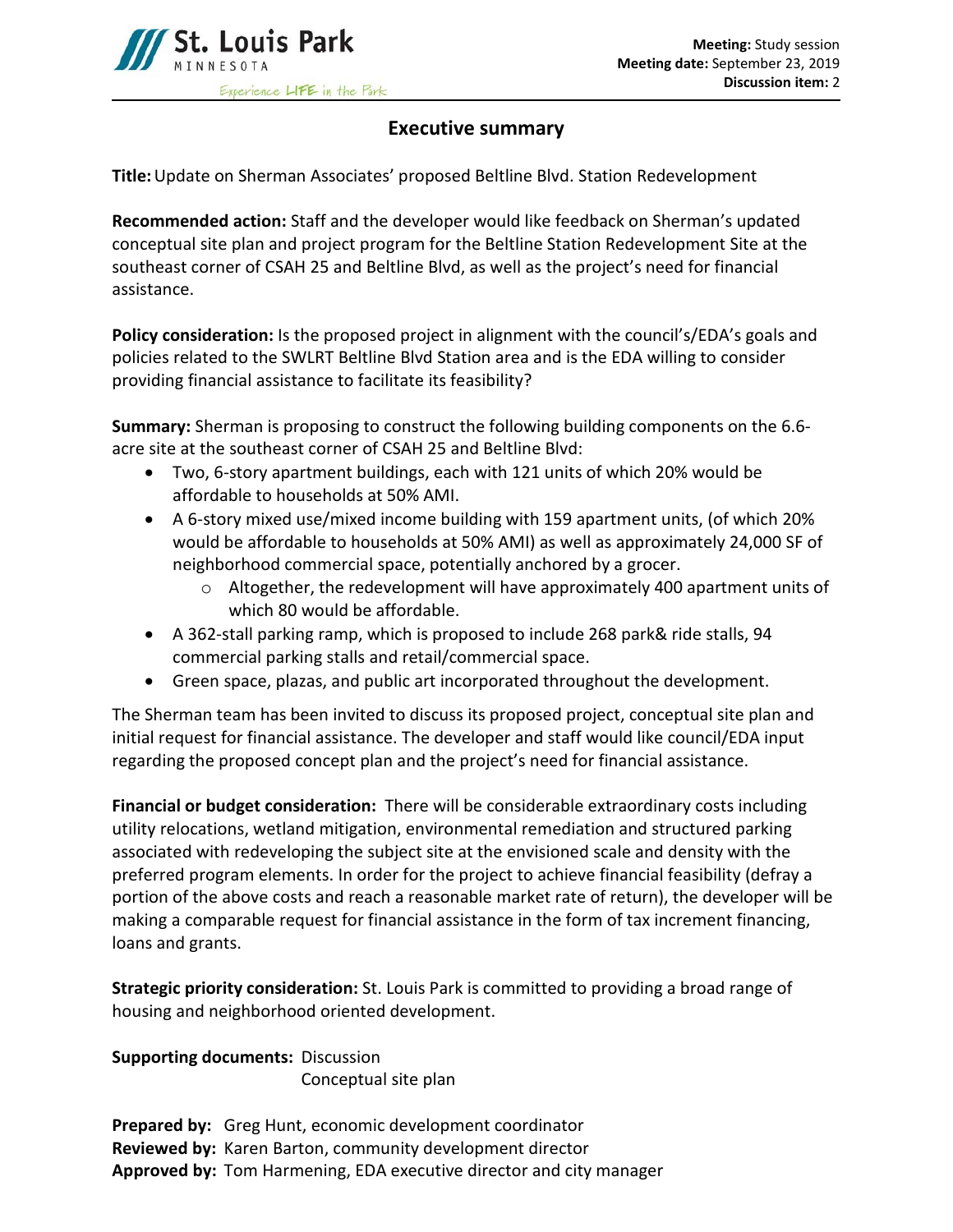**Meeting:** Study session
**Meeting date:** September 23, 2019
**Discussion item:** 2

# Executive summary

**Title:** Update on Sherman Associates' proposed Beltline Blvd. Station Redevelopment

**Recommended action:** Staff and the developer would like feedback on Sherman's updated conceptual site plan and project program for the Beltline Station Redevelopment Site at the southeast corner of CSAH 25 and Beltline Blvd, as well as the project's need for financial assistance.

**Policy consideration:** Is the proposed project in alignment with the council's/EDA's goals and policies related to the SWLRT Beltline Blvd Station area and is the EDA willing to consider providing financial assistance to facilitate its feasibility?

**Summary:** Sherman is proposing to construct the following building components on the 6.6-acre site at the southeast corner of CSAH 25 and Beltline Blvd:

- Two, 6-story apartment buildings, each with 121 units of which 20% would be affordable to households at 50% AMI.
- A 6-story mixed use/mixed income building with 159 apartment units, (of which 20% would be affordable to households at 50% AMI) as well as approximately 24,000 SF of neighborhood commercial space, potentially anchored by a grocer.
    - Altogether, the redevelopment will have approximately 400 apartment units of which 80 would be affordable.
- A 362-stall parking ramp, which is proposed to include 268 park& ride stalls, 94 commercial parking stalls and retail/commercial space.
- Green space, plazas, and public art incorporated throughout the development.

The Sherman team has been invited to discuss its proposed project, conceptual site plan and initial request for financial assistance. The developer and staff would like council/EDA input regarding the proposed concept plan and the project's need for financial assistance.

**Financial or budget consideration:** There will be considerable extraordinary costs including utility relocations, wetland mitigation, environmental remediation and structured parking associated with redeveloping the subject site at the envisioned scale and density with the preferred program elements. In order for the project to achieve financial feasibility (defray a portion of the above costs and reach a reasonable market rate of return), the developer will be making a comparable request for financial assistance in the form of tax increment financing, loans and grants.

**Strategic priority consideration:** St. Louis Park is committed to providing a broad range of housing and neighborhood oriented development.

**Supporting documents:** Discussion
Conceptual site plan

**Prepared by:** Greg Hunt, economic development coordinator
**Reviewed by:** Karen Barton, community development director
**Approved by:** Tom Harmening, EDA executive director and city manager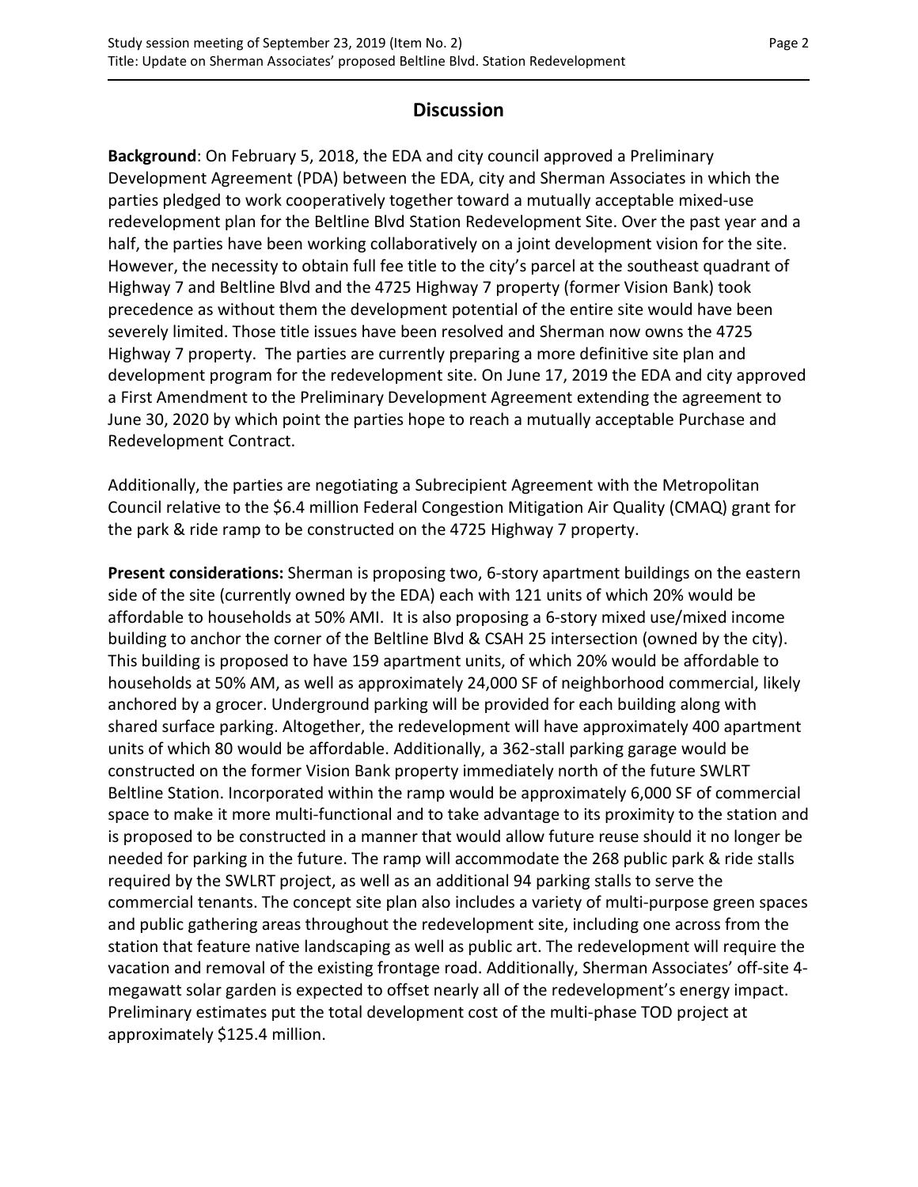## Discussion

**Background**: On February 5, 2018, the EDA and city council approved a Preliminary Development Agreement (PDA) between the EDA, city and Sherman Associates in which the parties pledged to work cooperatively together toward a mutually acceptable mixed-use redevelopment plan for the Beltline Blvd Station Redevelopment Site. Over the past year and a half, the parties have been working collaboratively on a joint development vision for the site. However, the necessity to obtain full fee title to the city's parcel at the southeast quadrant of Highway 7 and Beltline Blvd and the 4725 Highway 7 property (former Vision Bank) took precedence as without them the development potential of the entire site would have been severely limited. Those title issues have been resolved and Sherman now owns the 4725 Highway 7 property. The parties are currently preparing a more definitive site plan and development program for the redevelopment site. On June 17, 2019 the EDA and city approved a First Amendment to the Preliminary Development Agreement extending the agreement to June 30, 2020 by which point the parties hope to reach a mutually acceptable Purchase and Redevelopment Contract.

Additionally, the parties are negotiating a Subrecipient Agreement with the Metropolitan Council relative to the $6.4 million Federal Congestion Mitigation Air Quality (CMAQ) grant for the park & ride ramp to be constructed on the 4725 Highway 7 property.

**Present considerations:** Sherman is proposing two, 6-story apartment buildings on the eastern side of the site (currently owned by the EDA) each with 121 units of which 20% would be affordable to households at 50% AMI. It is also proposing a 6-story mixed use/mixed income building to anchor the corner of the Beltline Blvd & CSAH 25 intersection (owned by the city). This building is proposed to have 159 apartment units, of which 20% would be affordable to households at 50% AM, as well as approximately 24,000 SF of neighborhood commercial, likely anchored by a grocer. Underground parking will be provided for each building along with shared surface parking. Altogether, the redevelopment will have approximately 400 apartment units of which 80 would be affordable. Additionally, a 362-stall parking garage would be constructed on the former Vision Bank property immediately north of the future SWLRT Beltline Station. Incorporated within the ramp would be approximately 6,000 SF of commercial space to make it more multi-functional and to take advantage to its proximity to the station and is proposed to be constructed in a manner that would allow future reuse should it no longer be needed for parking in the future. The ramp will accommodate the 268 public park & ride stalls required by the SWLRT project, as well as an additional 94 parking stalls to serve the commercial tenants. The concept site plan also includes a variety of multi-purpose green spaces and public gathering areas throughout the redevelopment site, including one across from the station that feature native landscaping as well as public art. The redevelopment will require the vacation and removal of the existing frontage road. Additionally, Sherman Associates' off-site 4-megawatt solar garden is expected to offset nearly all of the redevelopment's energy impact. Preliminary estimates put the total development cost of the multi-phase TOD project at approximately $125.4 million.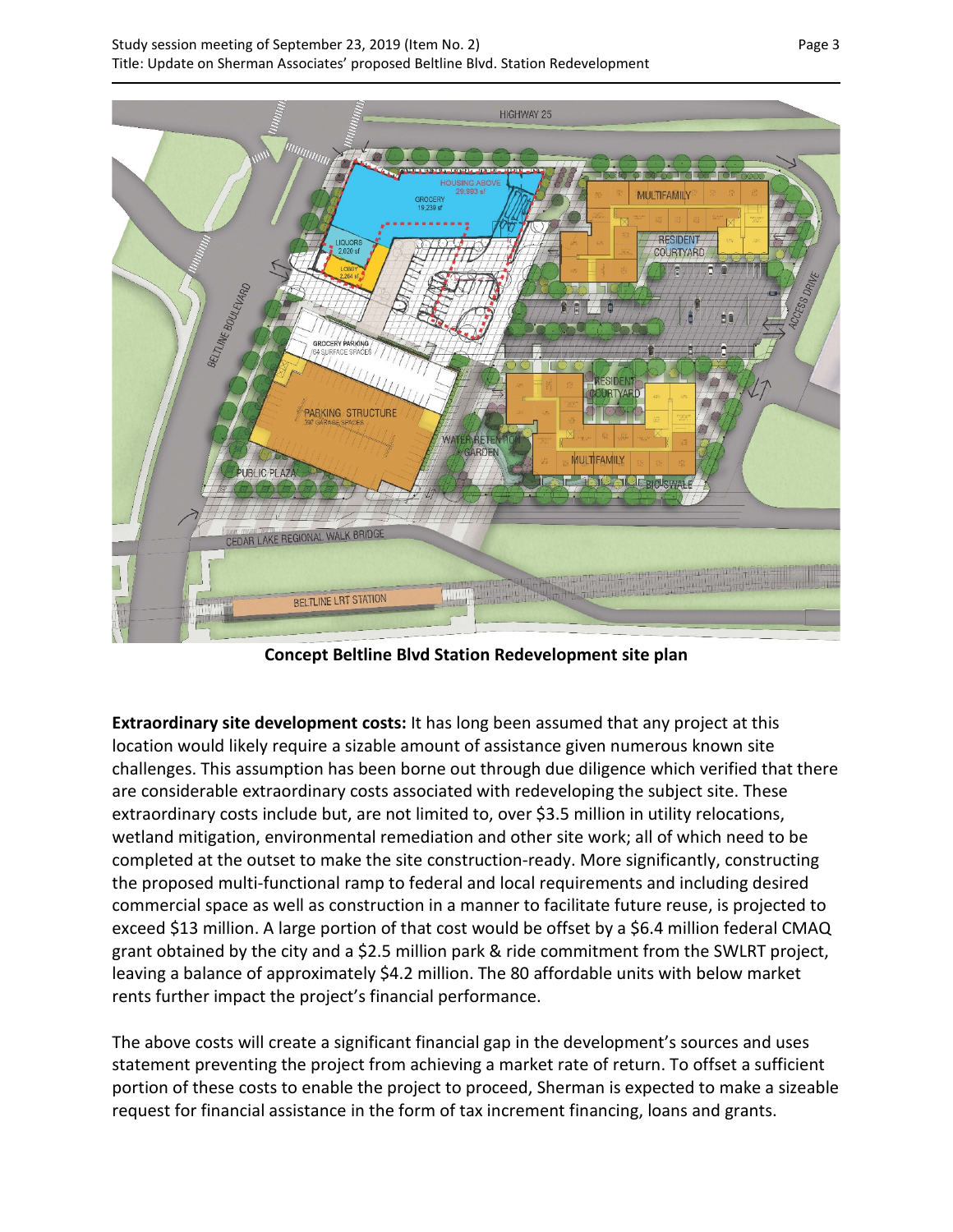**Concept Beltline Blvd Station Redevelopment site plan**

**Extraordinary site development costs:** It has long been assumed that any project at this location would likely require a sizable amount of assistance given numerous known site challenges. This assumption has been borne out through due diligence which verified that there are considerable extraordinary costs associated with redeveloping the subject site. These extraordinary costs include but, are not limited to, over $3.5 million in utility relocations, wetland mitigation, environmental remediation and other site work; all of which need to be completed at the outset to make the site construction-ready. More significantly, constructing the proposed multi-functional ramp to federal and local requirements and including desired commercial space as well as construction in a manner to facilitate future reuse, is projected to exceed $13 million. A large portion of that cost would be offset by a $6.4 million federal CMAQ grant obtained by the city and a $2.5 million park & ride commitment from the SWLRT project, leaving a balance of approximately $4.2 million. The 80 affordable units with below market rents further impact the project's financial performance.

The above costs will create a significant financial gap in the development's sources and uses statement preventing the project from achieving a market rate of return. To offset a sufficient portion of these costs to enable the project to proceed, Sherman is expected to make a sizeable request for financial assistance in the form of tax increment financing, loans and grants.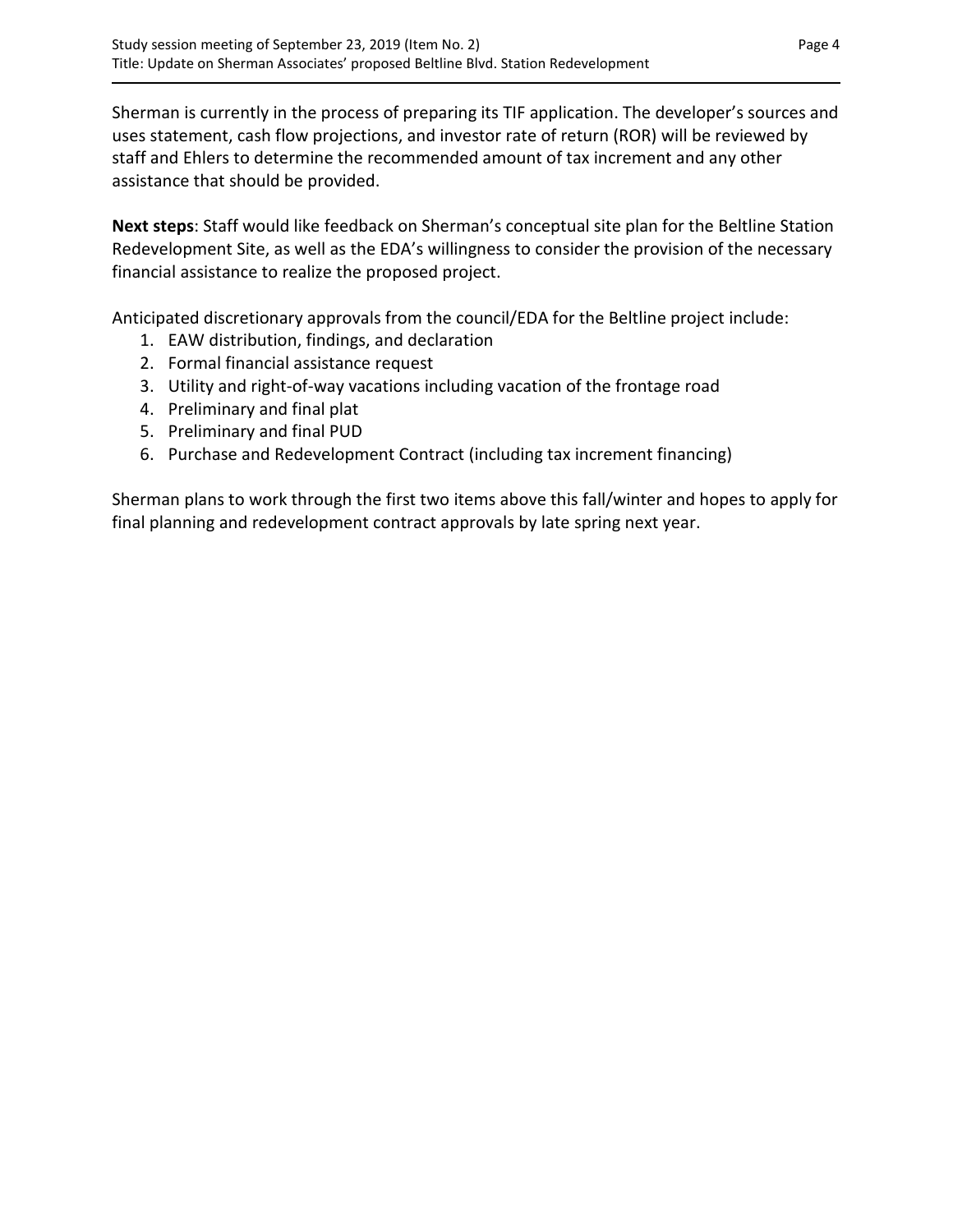Sherman is currently in the process of preparing its TIF application. The developer's sources and uses statement, cash flow projections, and investor rate of return (ROR) will be reviewed by staff and Ehlers to determine the recommended amount of tax increment and any other assistance that should be provided.

**Next steps**: Staff would like feedback on Sherman's conceptual site plan for the Beltline Station Redevelopment Site, as well as the EDA's willingness to consider the provision of the necessary financial assistance to realize the proposed project.

Anticipated discretionary approvals from the council/EDA for the Beltline project include:

1. EAW distribution, findings, and declaration
2. Formal financial assistance request
3. Utility and right-of-way vacations including vacation of the frontage road
4. Preliminary and final plat
5. Preliminary and final PUD
6. Purchase and Redevelopment Contract (including tax increment financing)

Sherman plans to work through the first two items above this fall/winter and hopes to apply for final planning and redevelopment contract approvals by late spring next year.